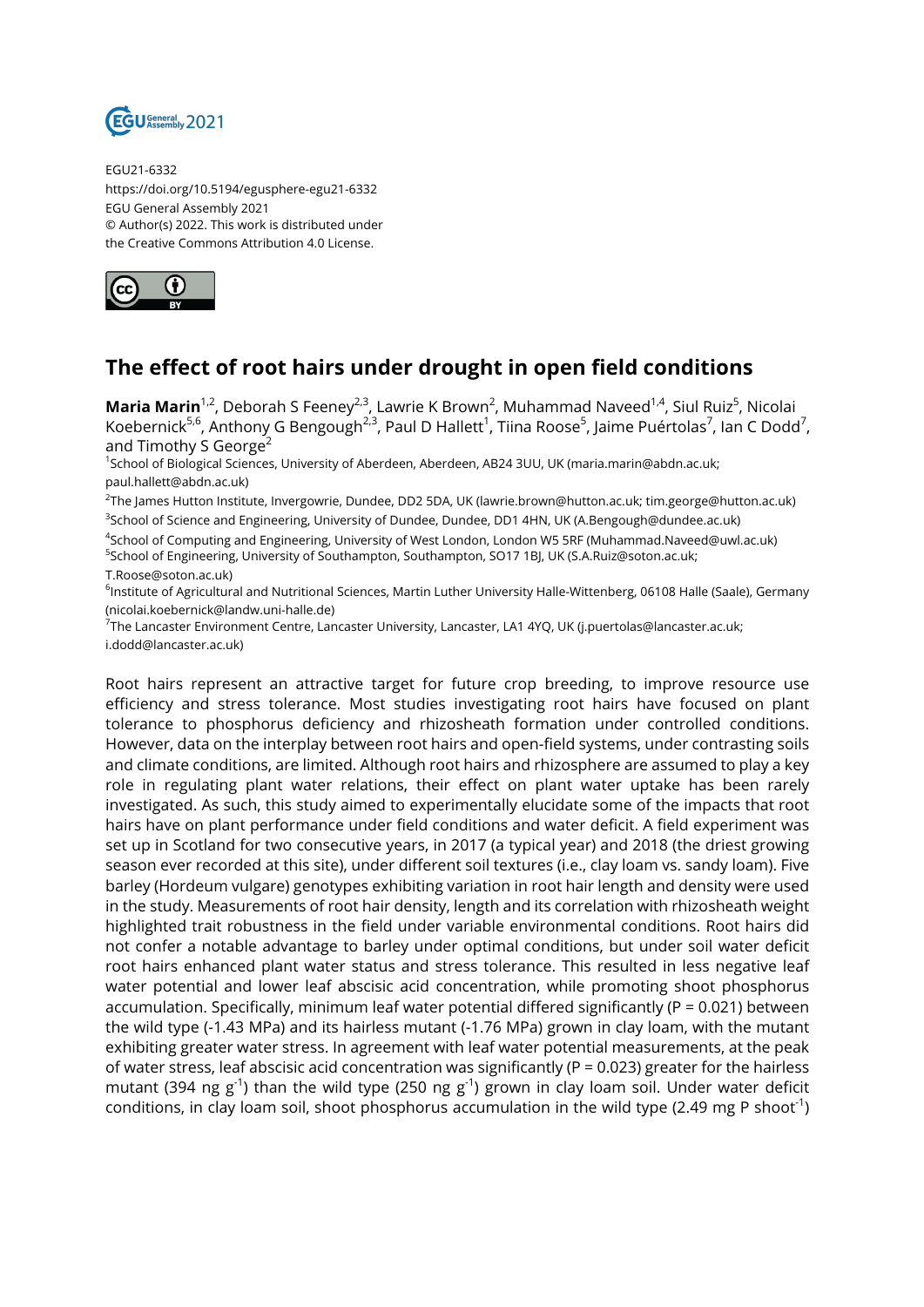EGU21-6332
https://doi.org/10.5194/egusphere-egu21-6332
EGU General Assembly 2021
© Author(s) 2022. This work is distributed under
the Creative Commons Attribution 4.0 License.

# The effect of root hairs under drought in open field conditions

**Maria Marin**[1,2], Deborah S Feeney[2,3], Lawrie K Brown[2], Muhammad Naveed[1,4], Siul Ruiz[5], Nicolai Koebernick[5,6], Anthony G Bengough[2,3], Paul D Hallett[1], Tiina Roose[5], Jaime Puértolas[7], Ian C Dodd[7], and Timothy S George[2]

[1]School of Biological Sciences, University of Aberdeen, Aberdeen, AB24 3UU, UK (maria.marin@abdn.ac.uk; paul.hallett@abdn.ac.uk)

[2]The James Hutton Institute, Invergowrie, Dundee, DD2 5DA, UK (lawrie.brown@hutton.ac.uk; tim.george@hutton.ac.uk)

[3]School of Science and Engineering, University of Dundee, Dundee, DD1 4HN, UK (A.Bengough@dundee.ac.uk)

[4]School of Computing and Engineering, University of West London, London W5 5RF (Muhammad.Naveed@uwl.ac.uk)

[5]School of Engineering, University of Southampton, Southampton, SO17 1BJ, UK (S.A.Ruiz@soton.ac.uk; T.Roose@soton.ac.uk)

[6]Institute of Agricultural and Nutritional Sciences, Martin Luther University Halle-Wittenberg, 06108 Halle (Saale), Germany (nicolai.koebernick@landw.uni-halle.de)

[7]The Lancaster Environment Centre, Lancaster University, Lancaster, LA1 4YQ, UK (j.puertolas@lancaster.ac.uk; i.dodd@lancaster.ac.uk)

Root hairs represent an attractive target for future crop breeding, to improve resource use efficiency and stress tolerance. Most studies investigating root hairs have focused on plant tolerance to phosphorus deficiency and rhizosheath formation under controlled conditions. However, data on the interplay between root hairs and open-field systems, under contrasting soils and climate conditions, are limited. Although root hairs and rhizosphere are assumed to play a key role in regulating plant water relations, their effect on plant water uptake has been rarely investigated. As such, this study aimed to experimentally elucidate some of the impacts that root hairs have on plant performance under field conditions and water deficit. A field experiment was set up in Scotland for two consecutive years, in 2017 (a typical year) and 2018 (the driest growing season ever recorded at this site), under different soil textures (i.e., clay loam vs. sandy loam). Five barley (Hordeum vulgare) genotypes exhibiting variation in root hair length and density were used in the study. Measurements of root hair density, length and its correlation with rhizosheath weight highlighted trait robustness in the field under variable environmental conditions. Root hairs did not confer a notable advantage to barley under optimal conditions, but under soil water deficit root hairs enhanced plant water status and stress tolerance. This resulted in less negative leaf water potential and lower leaf abscisic acid concentration, while promoting shoot phosphorus accumulation. Specifically, minimum leaf water potential differed significantly ($P = 0.021$) between the wild type (-1.43 MPa) and its hairless mutant (-1.76 MPa) grown in clay loam, with the mutant exhibiting greater water stress. In agreement with leaf water potential measurements, at the peak of water stress, leaf abscisic acid concentration was significantly ($P = 0.023$) greater for the hairless mutant (394 ng $g^{-1}$) than the wild type (250 ng $g^{-1}$) grown in clay loam soil. Under water deficit conditions, in clay loam soil, shoot phosphorus accumulation in the wild type (2.49 mg P $shoot^{-1}$)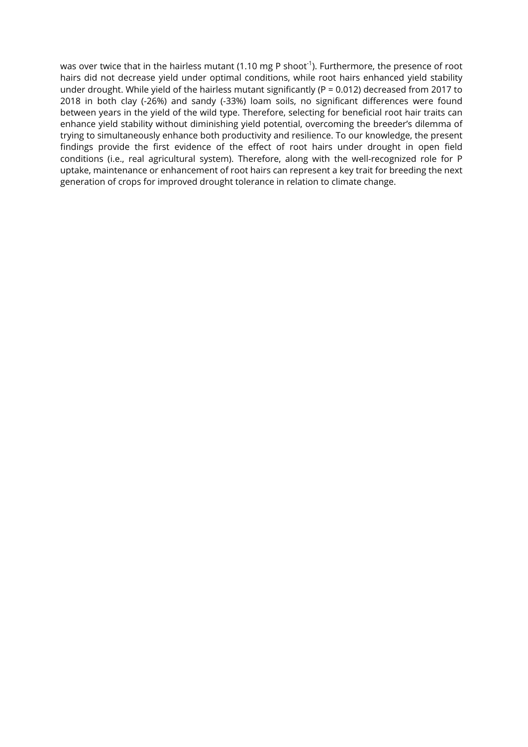was over twice that in the hairless mutant (1.10 mg P shoot$^{-1}$). Furthermore, the presence of root hairs did not decrease yield under optimal conditions, while root hairs enhanced yield stability under drought. While yield of the hairless mutant significantly ($P = 0.012$) decreased from 2017 to 2018 in both clay (-26%) and sandy (-33%) loam soils, no significant differences were found between years in the yield of the wild type. Therefore, selecting for beneficial root hair traits can enhance yield stability without diminishing yield potential, overcoming the breeder's dilemma of trying to simultaneously enhance both productivity and resilience. To our knowledge, the present findings provide the first evidence of the effect of root hairs under drought in open field conditions (i.e., real agricultural system). Therefore, along with the well-recognized role for P uptake, maintenance or enhancement of root hairs can represent a key trait for breeding the next generation of crops for improved drought tolerance in relation to climate change.